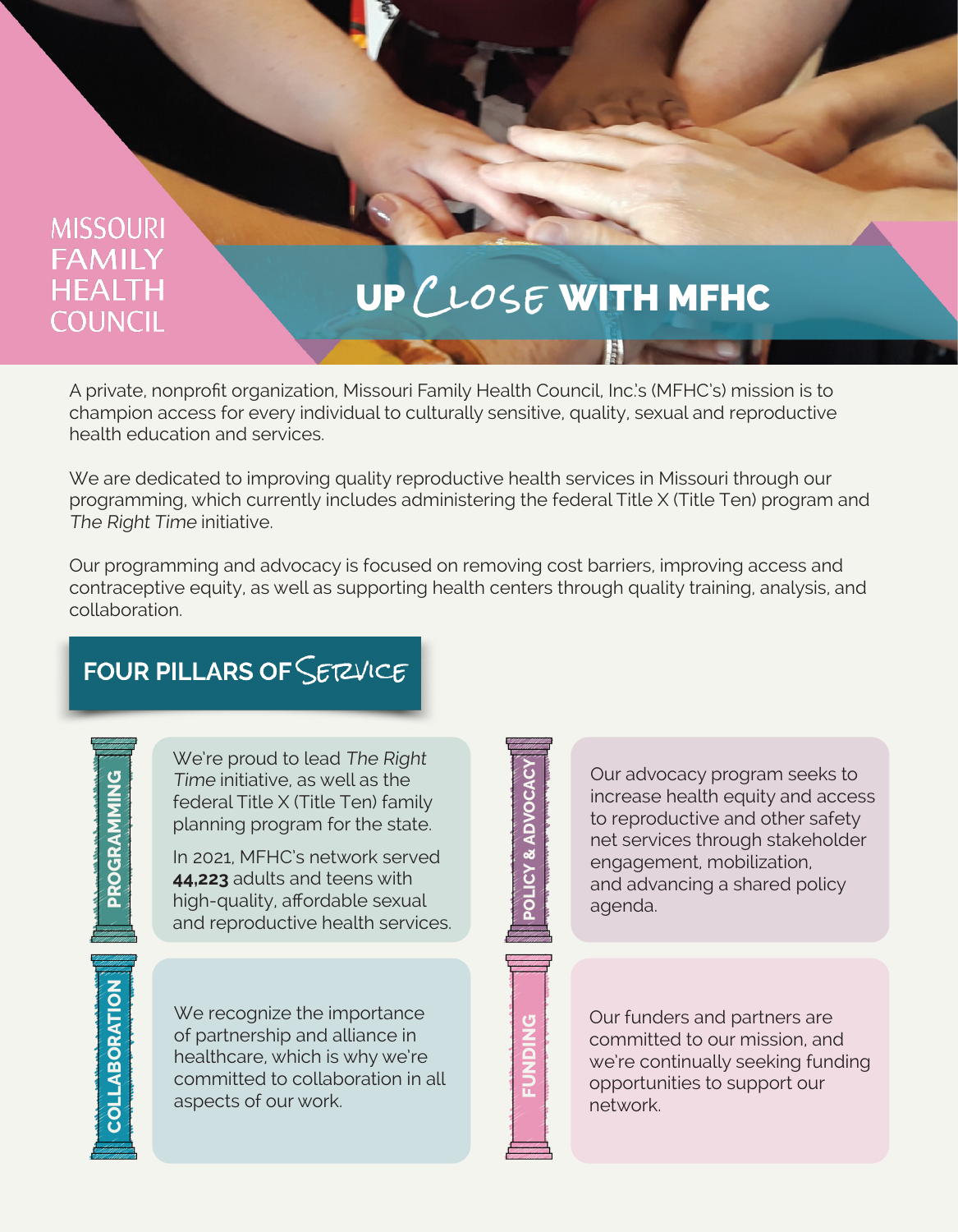MISSOURI FAMILY HEALTH COUNCIL

# UP CLOSE WITH MFHC

A private, nonprofit organization, Missouri Family Health Council, Inc.'s (MFHC's) mission is to champion access for every individual to culturally sensitive, quality, sexual and reproductive health education and services.

We are dedicated to improving quality reproductive health services in Missouri through our programming, which currently includes administering the federal Title X (Title Ten) program and *The Right Time* initiative.

Our programming and advocacy is focused on removing cost barriers, improving access and contraceptive equity, as well as supporting health centers through quality training, analysis, and collaboration.

## FOUR PILLARS OF SERVICE

### PROGRAMMING

We're proud to lead *The Right Time* initiative, as well as the federal Title X (Title Ten) family planning program for the state.

In 2021, MFHC's network served **44,223** adults and teens with high-quality, affordable sexual and reproductive health services.

### POLICY & ADVOCACY

Our advocacy program seeks to increase health equity and access to reproductive and other safety net services through stakeholder engagement, mobilization, and advancing a shared policy agenda.

### COLLABORATION

We recognize the importance of partnership and alliance in healthcare, which is why we're committed to collaboration in all aspects of our work.

### FUNDING

Our funders and partners are committed to our mission, and we're continually seeking funding opportunities to support our network.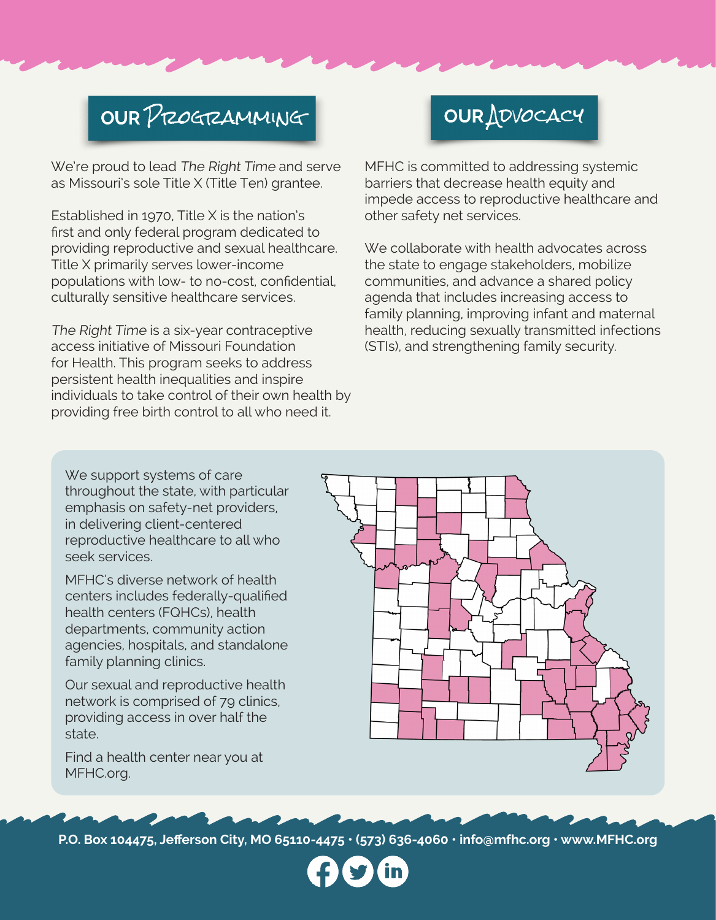## OUR PROGRAMMING

We're proud to lead *The Right Time* and serve as Missouri's sole Title X (Title Ten) grantee.

Established in 1970, Title X is the nation's first and only federal program dedicated to providing reproductive and sexual healthcare. Title X primarily serves lower-income populations with low- to no-cost, confidential, culturally sensitive healthcare services.

*The Right Time* is a six-year contraceptive access initiative of Missouri Foundation for Health. This program seeks to address persistent health inequalities and inspire individuals to take control of their own health by providing free birth control to all who need it.

## OUR ADVOCACY

MFHC is committed to addressing systemic barriers that decrease health equity and impede access to reproductive healthcare and other safety net services.

We collaborate with health advocates across the state to engage stakeholders, mobilize communities, and advance a shared policy agenda that includes increasing access to family planning, improving infant and maternal health, reducing sexually transmitted infections (STIs), and strengthening family security.

We support systems of care throughout the state, with particular emphasis on safety-net providers, in delivering client-centered reproductive healthcare to all who seek services.

MFHC's diverse network of health centers includes federally-qualified health centers (FQHCs), health departments, community action agencies, hospitals, and standalone family planning clinics.

Our sexual and reproductive health network is comprised of 79 clinics, providing access in over half the state.

Find a health center near you at MFHC.org.

**P.O. Box 104475, Jefferson City, MO 65110-4475 • (573) 636-4060 • info@mfhc.org • www.MFHC.org**